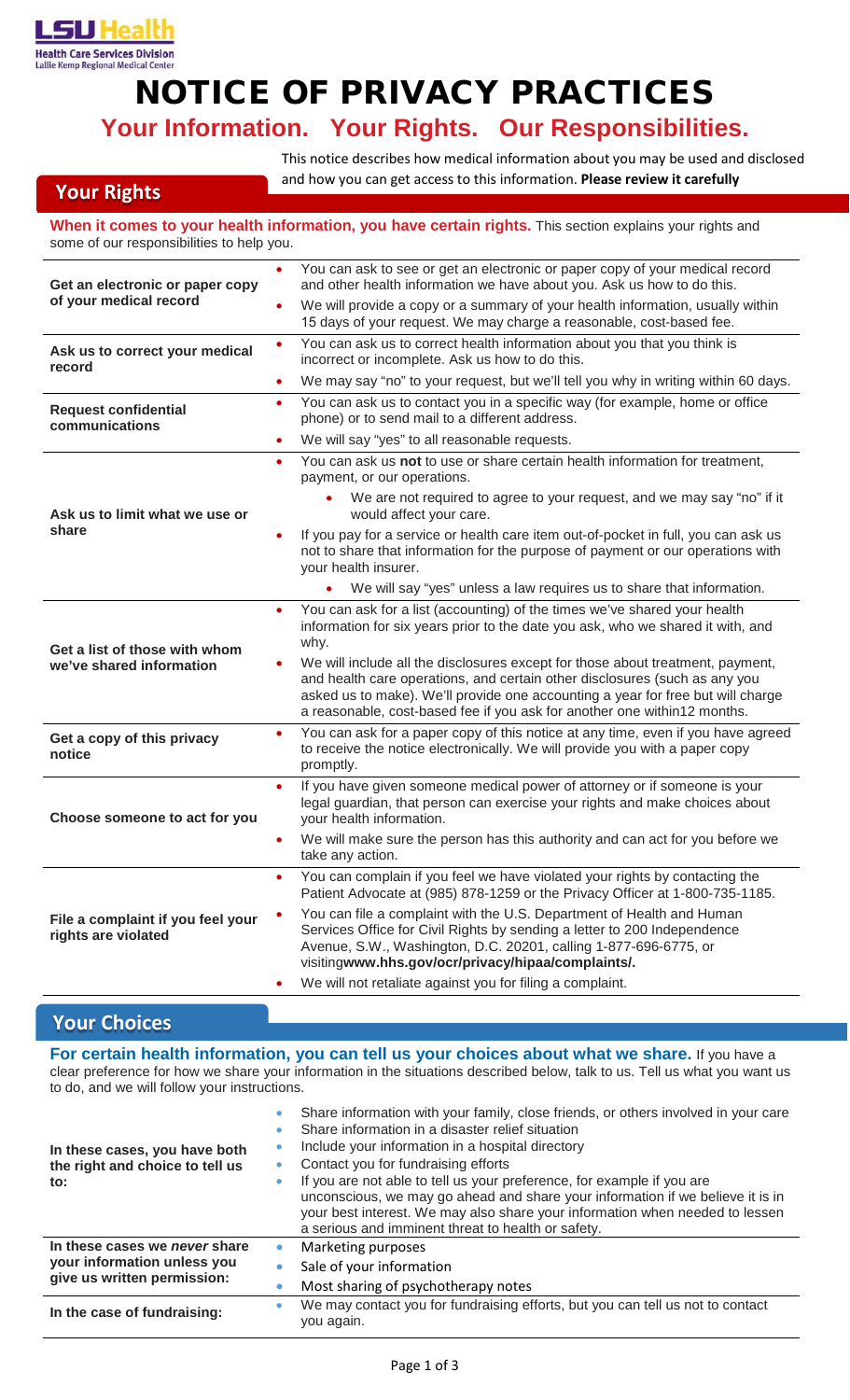LSU Health
Health Care Services Division
Lallie Kemp Regional Medical Center

# NOTICE OF PRIVACY PRACTICES

## Your Information. Your Rights. Our Responsibilities.

This notice describes how medical information about you may be used and disclosed and how you can get access to this information. **Please review it carefully**

## Your Rights

**When it comes to your health information, you have certain rights.** This section explains your rights and some of our responsibilities to help you.

| | |
|---|---|
| **Get an electronic or paper copy of your medical record** | • You can ask to see or get an electronic or paper copy of your medical record and other health information we have about you. Ask us how to do this.<br>• We will provide a copy or a summary of your health information, usually within 15 days of your request. We may charge a reasonable, cost-based fee. |
| **Ask us to correct your medical record** | • You can ask us to correct health information about you that you think is incorrect or incomplete. Ask us how to do this.<br>• We may say "no" to your request, but we'll tell you why in writing within 60 days. |
| **Request confidential communications** | • You can ask us to contact you in a specific way (for example, home or office phone) or to send mail to a different address.<br>• We will say "yes" to all reasonable requests. |
| **Ask us to limit what we use or share** | • You can ask us **not** to use or share certain health information for treatment, payment, or our operations.<br>  ◦ We are not required to agree to your request, and we may say "no" if it would affect your care.<br>• If you pay for a service or health care item out-of-pocket in full, you can ask us not to share that information for the purpose of payment or our operations with your health insurer.<br>  ◦ We will say "yes" unless a law requires us to share that information. |
| **Get a list of those with whom we've shared information** | • You can ask for a list (accounting) of the times we've shared your health information for six years prior to the date you ask, who we shared it with, and why.<br>• We will include all the disclosures except for those about treatment, payment, and health care operations, and certain other disclosures (such as any you asked us to make). We'll provide one accounting a year for free but will charge a reasonable, cost-based fee if you ask for another one within12 months. |
| **Get a copy of this privacy notice** | • You can ask for a paper copy of this notice at any time, even if you have agreed to receive the notice electronically. We will provide you with a paper copy promptly. |
| **Choose someone to act for you** | • If you have given someone medical power of attorney or if someone is your legal guardian, that person can exercise your rights and make choices about your health information.<br>• We will make sure the person has this authority and can act for you before we take any action. |
| **File a complaint if you feel your rights are violated** | • You can complain if you feel we have violated your rights by contacting the Patient Advocate at (985) 878-1259 or the Privacy Officer at 1-800-735-1185.<br>• You can file a complaint with the U.S. Department of Health and Human Services Office for Civil Rights by sending a letter to 200 Independence Avenue, S.W., Washington, D.C. 20201, calling 1-877-696-6775, or visiting**www.hhs.gov/ocr/privacy/hipaa/complaints/.**<br>• We will not retaliate against you for filing a complaint. |

## Your Choices

**For certain health information, you can tell us your choices about what we share.** If you have a clear preference for how we share your information in the situations described below, talk to us. Tell us what you want us to do, and we will follow your instructions.

| | |
|---|---|
| **In these cases, you have both the right and choice to tell us to:** | • Share information with your family, close friends, or others involved in your care<br>• Share information in a disaster relief situation<br>• Include your information in a hospital directory<br>• Contact you for fundraising efforts<br>• If you are not able to tell us your preference, for example if you are unconscious, we may go ahead and share your information if we believe it is in your best interest. We may also share your information when needed to lessen a serious and imminent threat to health or safety. |
| **In these cases we *never* share your information unless you give us written permission:** | • Marketing purposes<br>• Sale of your information<br>• Most sharing of psychotherapy notes |
| **In the case of fundraising:** | • We may contact you for fundraising efforts, but you can tell us not to contact you again. |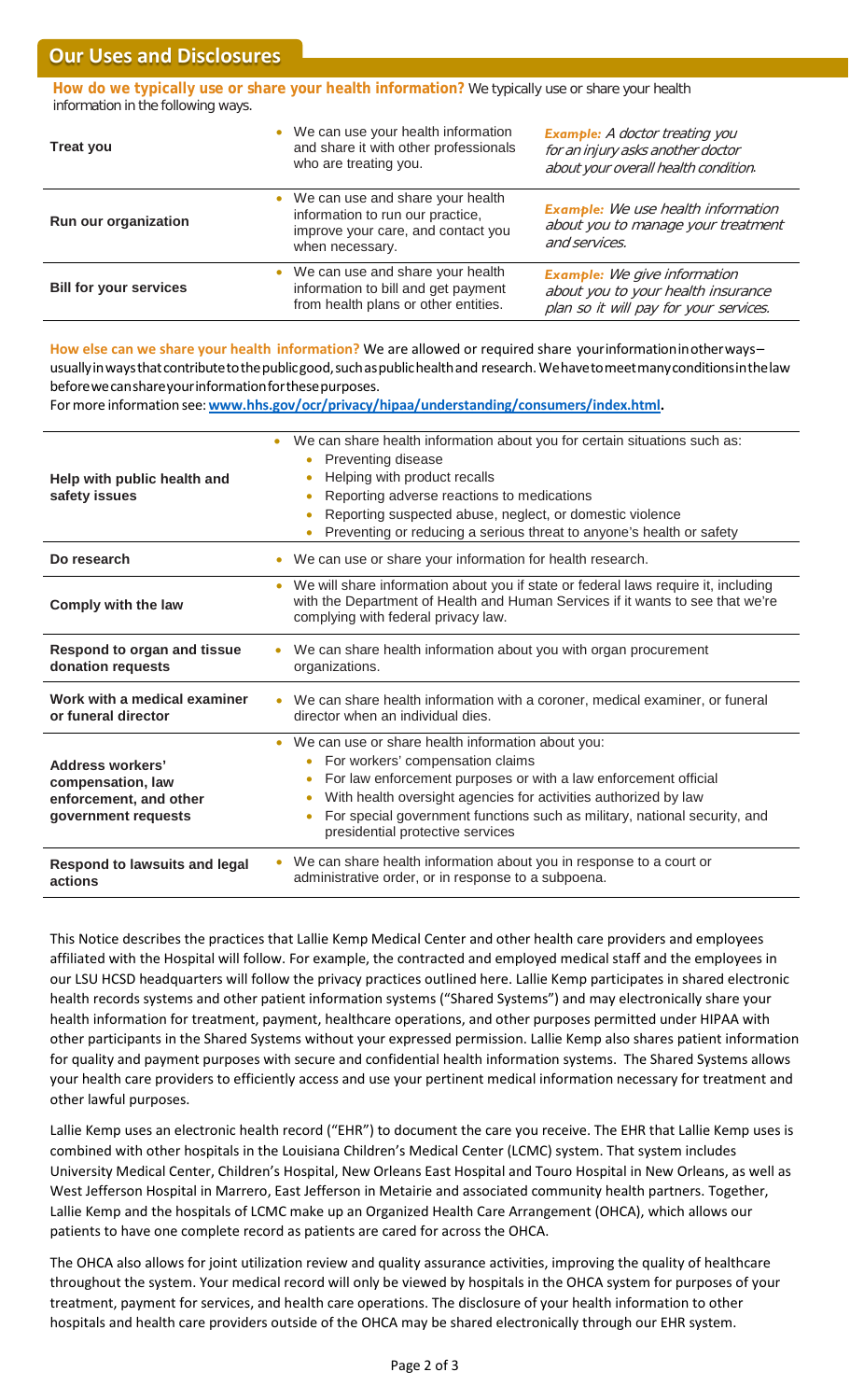## Our Uses and Disclosures

**How do we typically use or share your health information?** We typically use or share your health information in the following ways.

| | | |
|---|---|---|
| **Treat you** | • We can use your health information and share it with other professionals who are treating you. | *Example: A doctor treating you for an injury asks another doctor about your overall health condition.* |
| **Run our organization** | • We can use and share your health information to run our practice, improve your care, and contact you when necessary. | *Example: We use health information about you to manage your treatment and services.* |
| **Bill for your services** | • We can use and share your health information to bill and get payment from health plans or other entities. | *Example: We give information about you to your health insurance plan so it will pay for your services.* |

**How else can we share your health information?** We are allowed or required share your information in other ways– usually in ways that contribute to the public good, such as public health and research. We have to meet many conditions in the law before we can share your information for these purposes.
For more information see: **www.hhs.gov/ocr/privacy/hipaa/understanding/consumers/index.html.**

| | |
|---|---|
| **Help with public health and safety issues** | • We can share health information about you for certain situations such as: <br>• Preventing disease <br>• Helping with product recalls <br>• Reporting adverse reactions to medications <br>• Reporting suspected abuse, neglect, or domestic violence <br>• Preventing or reducing a serious threat to anyone's health or safety |
| **Do research** | • We can use or share your information for health research. |
| **Comply with the law** | • We will share information about you if state or federal laws require it, including with the Department of Health and Human Services if it wants to see that we're complying with federal privacy law. |
| **Respond to organ and tissue donation requests** | • We can share health information about you with organ procurement organizations. |
| **Work with a medical examiner or funeral director** | • We can share health information with a coroner, medical examiner, or funeral director when an individual dies. |
| **Address workers' compensation, law enforcement, and other government requests** | • We can use or share health information about you: <br>• For workers' compensation claims <br>• For law enforcement purposes or with a law enforcement official <br>• With health oversight agencies for activities authorized by law <br>• For special government functions such as military, national security, and presidential protective services |
| **Respond to lawsuits and legal actions** | • We can share health information about you in response to a court or administrative order, or in response to a subpoena. |

This Notice describes the practices that Lallie Kemp Medical Center and other health care providers and employees affiliated with the Hospital will follow. For example, the contracted and employed medical staff and the employees in our LSU HCSD headquarters will follow the privacy practices outlined here. Lallie Kemp participates in shared electronic health records systems and other patient information systems ("Shared Systems") and may electronically share your health information for treatment, payment, healthcare operations, and other purposes permitted under HIPAA with other participants in the Shared Systems without your expressed permission. Lallie Kemp also shares patient information for quality and payment purposes with secure and confidential health information systems. The Shared Systems allows your health care providers to efficiently access and use your pertinent medical information necessary for treatment and other lawful purposes.

Lallie Kemp uses an electronic health record ("EHR") to document the care you receive. The EHR that Lallie Kemp uses is combined with other hospitals in the Louisiana Children's Medical Center (LCMC) system. That system includes University Medical Center, Children's Hospital, New Orleans East Hospital and Touro Hospital in New Orleans, as well as West Jefferson Hospital in Marrero, East Jefferson in Metairie and associated community health partners. Together, Lallie Kemp and the hospitals of LCMC make up an Organized Health Care Arrangement (OHCA), which allows our patients to have one complete record as patients are cared for across the OHCA.

The OHCA also allows for joint utilization review and quality assurance activities, improving the quality of healthcare throughout the system. Your medical record will only be viewed by hospitals in the OHCA system for purposes of your treatment, payment for services, and health care operations. The disclosure of your health information to other hospitals and health care providers outside of the OHCA may be shared electronically through our EHR system.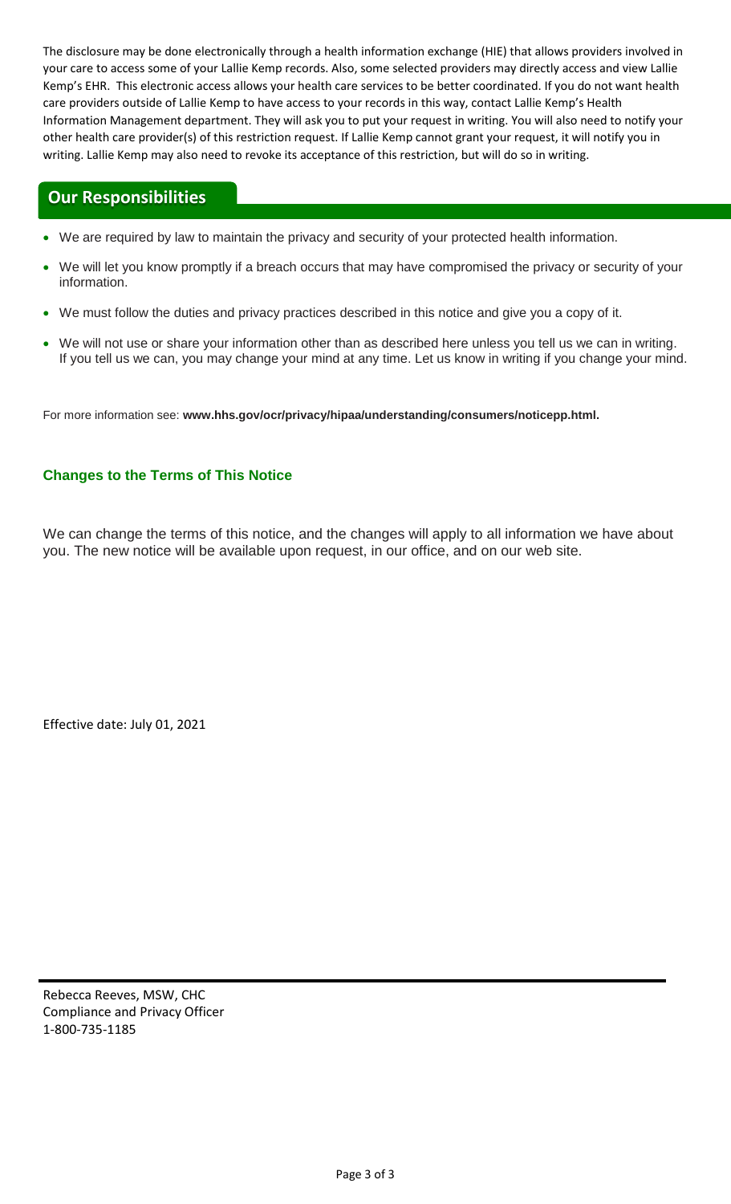The disclosure may be done electronically through a health information exchange (HIE) that allows providers involved in your care to access some of your Lallie Kemp records. Also, some selected providers may directly access and view Lallie Kemp's EHR. This electronic access allows your health care services to be better coordinated. If you do not want health care providers outside of Lallie Kemp to have access to your records in this way, contact Lallie Kemp's Health Information Management department. They will ask you to put your request in writing. You will also need to notify your other health care provider(s) of this restriction request. If Lallie Kemp cannot grant your request, it will notify you in writing. Lallie Kemp may also need to revoke its acceptance of this restriction, but will do so in writing.

## Our Responsibilities

- We are required by law to maintain the privacy and security of your protected health information.
- We will let you know promptly if a breach occurs that may have compromised the privacy or security of your information.
- We must follow the duties and privacy practices described in this notice and give you a copy of it.
- We will not use or share your information other than as described here unless you tell us we can in writing. If you tell us we can, you may change your mind at any time. Let us know in writing if you change your mind.

For more information see: **www.hhs.gov/ocr/privacy/hipaa/understanding/consumers/noticepp.html.**

### Changes to the Terms of This Notice

We can change the terms of this notice, and the changes will apply to all information we have about you. The new notice will be available upon request, in our office, and on our web site.

Effective date: July 01, 2021

---

Rebecca Reeves, MSW, CHC
Compliance and Privacy Officer
1-800-735-1185